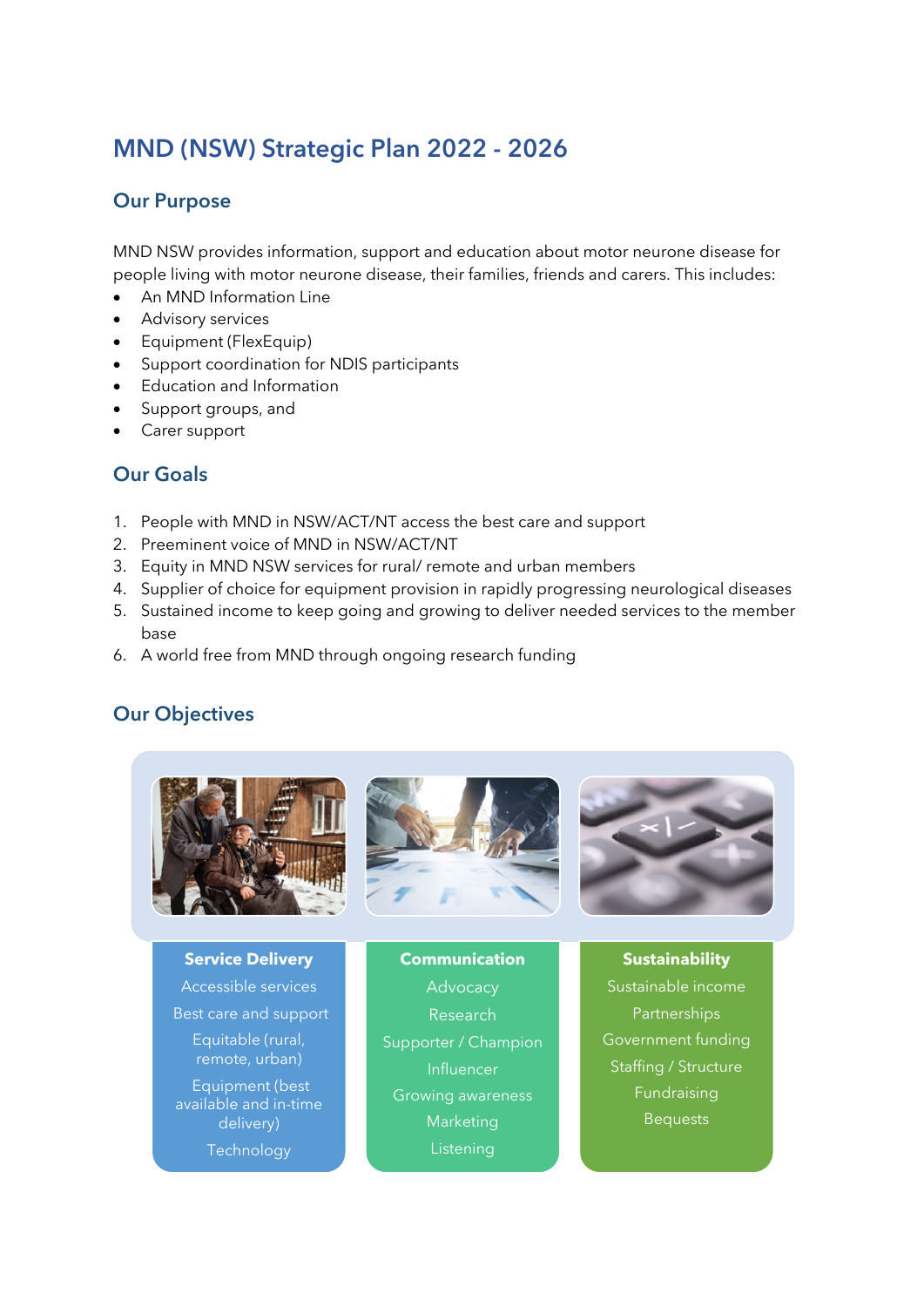# MND (NSW) Strategic Plan 2022 - 2026

## Our Purpose

MND NSW provides information, support and education about motor neurone disease for people living with motor neurone disease, their families, friends and carers. This includes:

- An MND Information Line
- Advisory services
- Equipment (FlexEquip)
- Support coordination for NDIS participants
- Education and Information
- Support groups, and
- Carer support

## Our Goals

1. People with MND in NSW/ACT/NT access the best care and support
2. Preeminent voice of MND in NSW/ACT/NT
3. Equity in MND NSW services for rural/ remote and urban members
4. Supplier of choice for equipment provision in rapidly progressing neurological diseases
5. Sustained income to keep going and growing to deliver needed services to the member base
6. A world free from MND through ongoing research funding

## Our Objectives

**Service Delivery**

Accessible services

Best care and support

Equitable (rural, remote, urban)

Equipment (best available and in-time delivery)

Technology

**Communication**

Advocacy

Research

Supporter / Champion

Influencer

Growing awareness

Marketing

Listening

**Sustainability**

Sustainable income

Partnerships

Government funding

Staffing / Structure

Fundraising

Bequests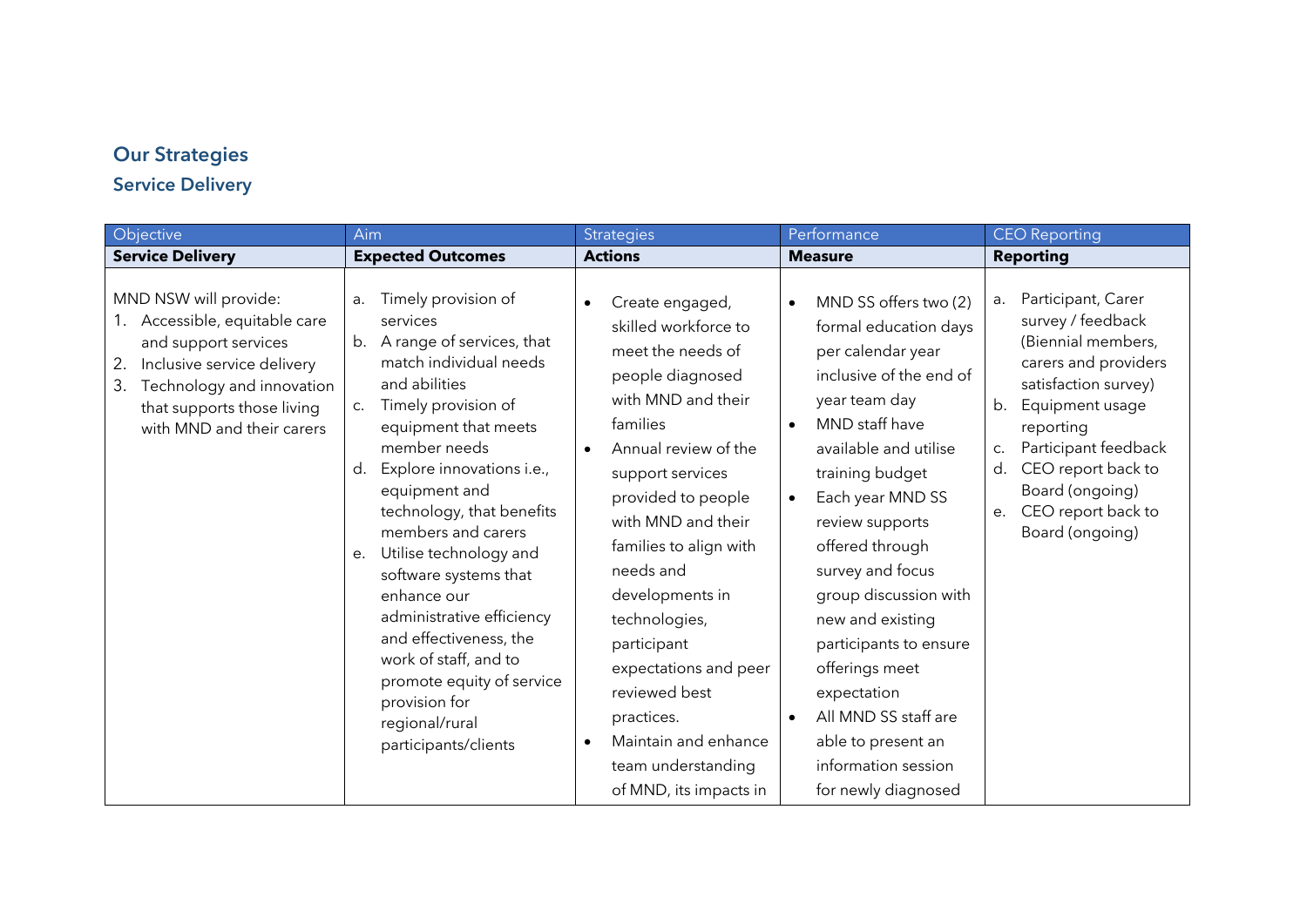## Our Strategies

### Service Delivery

| Objective | Aim | Strategies | Performance | CEO Reporting |
|---|---|---|---|---|
| **Service Delivery** | **Expected Outcomes** | **Actions** | **Measure** | **Reporting** |
| MND NSW will provide:<br>1. Accessible, equitable care and support services<br>2. Inclusive service delivery<br>3. Technology and innovation that supports those living with MND and their carers | a. Timely provision of services<br>b. A range of services, that match individual needs and abilities<br>c. Timely provision of equipment that meets member needs<br>d. Explore innovations i.e., equipment and technology, that benefits members and carers<br>e. Utilise technology and software systems that enhance our administrative efficiency and effectiveness, the work of staff, and to promote equity of service provision for regional/rural participants/clients | • Create engaged, skilled workforce to meet the needs of people diagnosed with MND and their families<br>• Annual review of the support services provided to people with MND and their families to align with needs and developments in technologies, participant expectations and peer reviewed best practices.<br>• Maintain and enhance team understanding of MND, its impacts in | • MND SS offers two (2) formal education days per calendar year inclusive of the end of year team day<br>• MND staff have available and utilise training budget<br>• Each year MND SS review supports offered through survey and focus group discussion with new and existing participants to ensure offerings meet expectation<br>• All MND SS staff are able to present an information session for newly diagnosed | a. Participant, Carer survey / feedback (Biennial members, carers and providers satisfaction survey)<br>b. Equipment usage reporting<br>c. Participant feedback<br>d. CEO report back to Board (ongoing)<br>e. CEO report back to Board (ongoing) |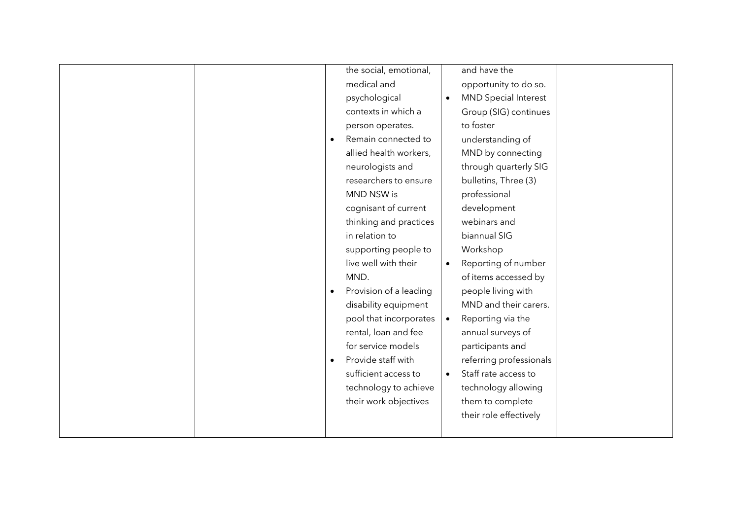| | | | | |
|---|---|---|---|---|
| | | the social, emotional, medical and psychological contexts in which a person operates.<br>• Remain connected to allied health workers, neurologists and researchers to ensure MND NSW is cognisant of current thinking and practices in relation to supporting people to live well with their MND.<br>• Provision of a leading disability equipment pool that incorporates rental, loan and fee for service models<br>• Provide staff with sufficient access to technology to achieve their work objectives | and have the opportunity to do so.<br>• MND Special Interest Group (SIG) continues to foster understanding of MND by connecting through quarterly SIG bulletins, Three (3) professional development webinars and biannual SIG Workshop<br>• Reporting of number of items accessed by people living with MND and their carers.<br>• Reporting via the annual surveys of participants and referring professionals<br>• Staff rate access to technology allowing them to complete their role effectively | |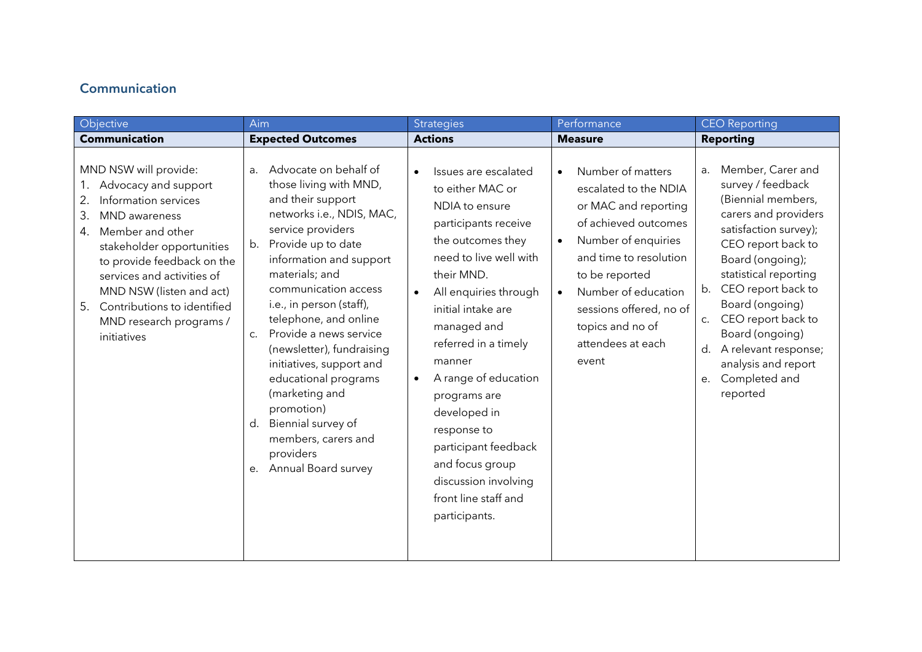## Communication

| Objective | Aim | Strategies | Performance | CEO Reporting |
|---|---|---|---|---|
| **Communication** | **Expected Outcomes** | **Actions** | **Measure** | **Reporting** |
| MND NSW will provide:<br>1. Advocacy and support<br>2. Information services<br>3. MND awareness<br>4. Member and other stakeholder opportunities to provide feedback on the services and activities of MND NSW (listen and act)<br>5. Contributions to identified MND research programs / initiatives | a. Advocate on behalf of those living with MND, and their support networks i.e., NDIS, MAC, service providers<br>b. Provide up to date information and support materials; and communication access i.e., in person (staff), telephone, and online<br>c. Provide a news service (newsletter), fundraising initiatives, support and educational programs (marketing and promotion)<br>d. Biennial survey of members, carers and providers<br>e. Annual Board survey | • Issues are escalated to either MAC or NDIA to ensure participants receive the outcomes they need to live well with their MND.<br>• All enquiries through initial intake are managed and referred in a timely manner<br>• A range of education programs are developed in response to participant feedback and focus group discussion involving front line staff and participants. | • Number of matters escalated to the NDIA or MAC and reporting of achieved outcomes<br>• Number of enquiries and time to resolution to be reported<br>• Number of education sessions offered, no of topics and no of attendees at each event | a. Member, Carer and survey / feedback (Biennial members, carers and providers satisfaction survey); CEO report back to Board (ongoing); statistical reporting<br>b. CEO report back to Board (ongoing)<br>c. CEO report back to Board (ongoing)<br>d. A relevant response; analysis and report<br>e. Completed and reported |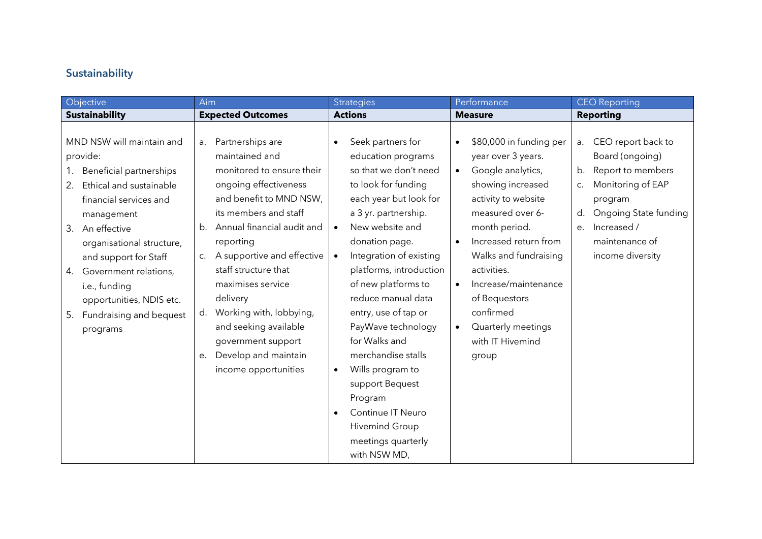## Sustainability

| Objective | Aim | Strategies | Performance | CEO Reporting |
|---|---|---|---|---|
| **Sustainability** | **Expected Outcomes** | **Actions** | **Measure** | **Reporting** |
| MND NSW will maintain and provide:<br>1. Beneficial partnerships<br>2. Ethical and sustainable financial services and management<br>3. An effective organisational structure, and support for Staff<br>4. Government relations, i.e., funding opportunities, NDIS etc.<br>5. Fundraising and bequest programs | a. Partnerships are maintained and monitored to ensure their ongoing effectiveness and benefit to MND NSW, its members and staff<br>b. Annual financial audit and reporting<br>c. A supportive and effective staff structure that maximises service delivery<br>d. Working with, lobbying, and seeking available government support<br>e. Develop and maintain income opportunities | • Seek partners for education programs so that we don't need to look for funding each year but look for a 3 yr. partnership.<br>• New website and donation page.<br>• Integration of existing platforms, introduction of new platforms to reduce manual data entry, use of tap or PayWave technology for Walks and merchandise stalls<br>• Wills program to support Bequest Program<br>• Continue IT Neuro Hivemind Group meetings quarterly with NSW MD, | • $80,000 in funding per year over 3 years.<br>• Google analytics, showing increased activity to website measured over 6-month period.<br>• Increased return from Walks and fundraising activities.<br>• Increase/maintenance of Bequestors confirmed<br>• Quarterly meetings with IT Hivemind group | a. CEO report back to Board (ongoing)<br>b. Report to members<br>c. Monitoring of EAP program<br>d. Ongoing State funding<br>e. Increased / maintenance of income diversity |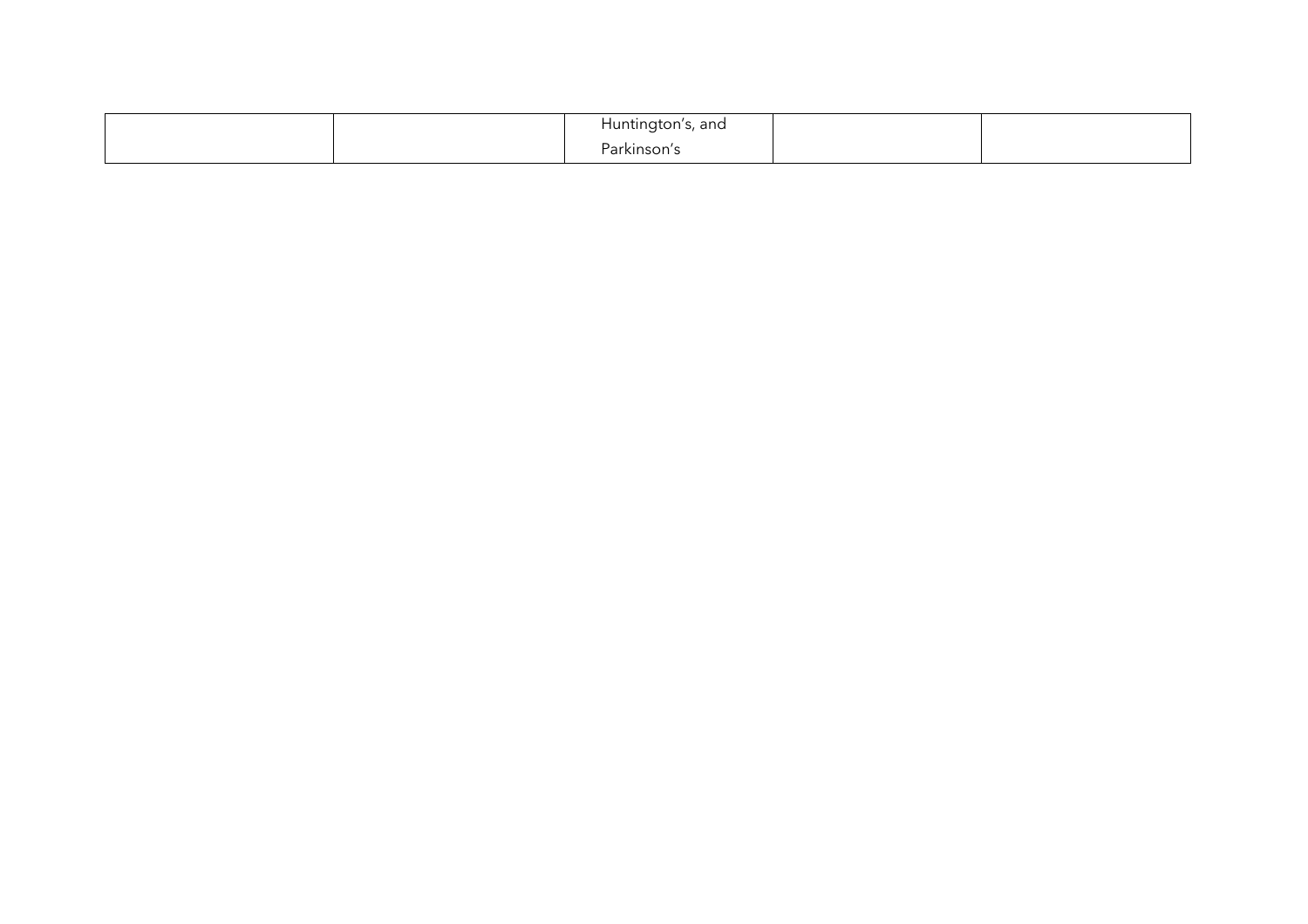| | | | | |
|---|---|---|---|---|
| | | Huntington's, and Parkinson's | | |